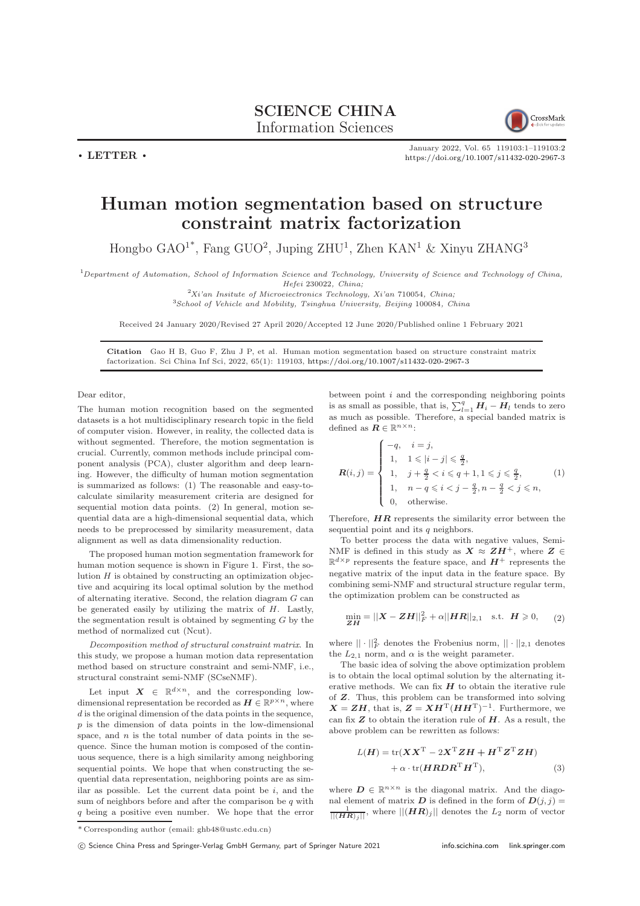**SCIENCE CHINA**
**Information Sciences**

• **LETTER** •

January 2022, Vol. 65 119103:1–119103:2
https://doi.org/10.1007/s11432-020-2967-3

# Human motion segmentation based on structure constraint matrix factorization

Hongbo GAO[1*], Fang GUO[2], Juping ZHU[1], Zhen KAN[1] & Xinyu ZHANG[3]

[1]*Department of Automation, School of Information Science and Technology, University of Science and Technology of China, Hefei* 230022*, China;*
[2]*Xi'an Insitute of Microeiectronics Technology, Xi'an* 710054*, China;*
[3]*School of Vehicle and Mobility, Tsinghua University, Beijing* 100084*, China*

Received 24 January 2020/Revised 27 April 2020/Accepted 12 June 2020/Published online 1 February 2021

**Citation** Gao H B, Guo F, Zhu J P, et al. Human motion segmentation based on structure constraint matrix factorization. Sci China Inf Sci, 2022, 65(1): 119103, https://doi.org/10.1007/s11432-020-2967-3

Dear editor,

The human motion recognition based on the segmented datasets is a hot multidisciplinary research topic in the field of computer vision. However, in reality, the collected data is without segmented. Therefore, the motion segmentation is crucial. Currently, common methods include principal component analysis (PCA), cluster algorithm and deep learning. However, the difficulty of human motion segmentation is summarized as follows: (1) The reasonable and easy-to-calculate similarity measurement criteria are designed for sequential motion data points. (2) In general, motion sequential data are a high-dimensional sequential data, which needs to be preprocessed by similarity measurement, data alignment as well as data dimensionality reduction.

The proposed human motion segmentation framework for human motion sequence is shown in Figure 1. First, the solution $H$ is obtained by constructing an optimization objective and acquiring its local optimal solution by the method of alternating iterative. Second, the relation diagram $G$ can be generated easily by utilizing the matrix of $H$. Lastly, the segmentation result is obtained by segmenting $G$ by the method of normalized cut (Ncut).

*Decomposition method of structural constraint matrix.* In this study, we propose a human motion data representation method based on structure constraint and semi-NMF, i.e., structural constraint semi-NMF (SCseNMF).

Let input $\boldsymbol{X} \in \mathbb{R}^{d\times n}$, and the corresponding low-dimensional representation be recorded as $\boldsymbol{H} \in \mathbb{R}^{p\times n}$, where $d$ is the original dimension of the data points in the sequence, $p$ is the dimension of data points in the low-dimensional space, and $n$ is the total number of data points in the sequence. Since the human motion is composed of the continuous sequence, there is a high similarity among neighboring sequential points. We hope that when constructing the sequential data representation, neighboring points are as similar as possible. Let the current data point be $i$, and the sum of neighbors before and after the comparison be $q$ with $q$ being a positive even number. We hope that the error between point $i$ and the corresponding neighboring points is as small as possible, that is, $\sum_{l=1}^{q} \boldsymbol{H}_i - \boldsymbol{H}_l$ tends to zero as much as possible. Therefore, a special banded matrix is defined as $\boldsymbol{R} \in \mathbb{R}^{n\times n}$:

$$\boldsymbol{R}(i,j) = \begin{cases} -q, & i = j, \\ 1, & 1 \leqslant |i-j| \leqslant \frac{q}{2}, \\ 1, & j + \frac{q}{2} < i \leqslant q+1, 1 \leqslant j \leqslant \frac{q}{2}, \\ 1, & n-q \leqslant i < j - \frac{q}{2}, n - \frac{q}{2} < j \leqslant n, \\ 0, & \text{otherwise}. \end{cases} \tag{1}$$

Therefore, $\boldsymbol{HR}$ represents the similarity error between the sequential point and its $q$ neighbors.

To better process the data with negative values, Semi-NMF is defined in this study as $\boldsymbol{X} \approx \boldsymbol{Z}\boldsymbol{H}^{+}$, where $\boldsymbol{Z} \in \mathbb{R}^{d\times p}$ represents the feature space, and $\boldsymbol{H}^{+}$ represents the negative matrix of the input data in the feature space. By combining semi-NMF and structural structure regular term, the optimization problem can be constructed as

$$\min_{\boldsymbol{ZH}} = ||\boldsymbol{X} - \boldsymbol{ZH}||_F^2 + \alpha||\boldsymbol{HR}||_{2,1} \quad \text{s.t.} \;\; \boldsymbol{H} \geqslant 0, \tag{2}$$

where $||\cdot||_F^2$ denotes the Frobenius norm, $||\cdot||_{2,1}$ denotes the $L_{2,1}$ norm, and $\alpha$ is the weight parameter.

The basic idea of solving the above optimization problem is to obtain the local optimal solution by the alternating iterative methods. We can fix $\boldsymbol{H}$ to obtain the iterative rule of $\boldsymbol{Z}$. Thus, this problem can be transformed into solving $\boldsymbol{X} = \boldsymbol{ZH}$, that is, $\boldsymbol{Z} = \boldsymbol{X}\boldsymbol{H}^{\mathrm{T}}(\boldsymbol{H}\boldsymbol{H}^{\mathrm{T}})^{-1}$. Furthermore, we can fix $\boldsymbol{Z}$ to obtain the iteration rule of $\boldsymbol{H}$. As a result, the above problem can be rewritten as follows:

$$\begin{aligned} L(\boldsymbol{H}) = {} & \mathrm{tr}(\boldsymbol{X}\boldsymbol{X}^{\mathrm{T}} - 2\boldsymbol{X}^{\mathrm{T}}\boldsymbol{ZH} + \boldsymbol{H}^{\mathrm{T}}\boldsymbol{Z}^{\mathrm{T}}\boldsymbol{ZH}) \\ & + \alpha \cdot \mathrm{tr}(\boldsymbol{HRDR}^{\mathrm{T}}\boldsymbol{H}^{\mathrm{T}}), \end{aligned} \tag{3}$$

where $\boldsymbol{D} \in \mathbb{R}^{n\times n}$ is the diagonal matrix. And the diagonal element of matrix $\boldsymbol{D}$ is defined in the form of $\boldsymbol{D}(j,j) = \frac{1}{||(\boldsymbol{HR})_j||}$, where $||(\boldsymbol{HR})_j||$ denotes the $L_2$ norm of vector

\* Corresponding author (email: ghb48@ustc.edu.cn)

© Science China Press and Springer-Verlag GmbH Germany, part of Springer Nature 2021 info.scichina.com link.springer.com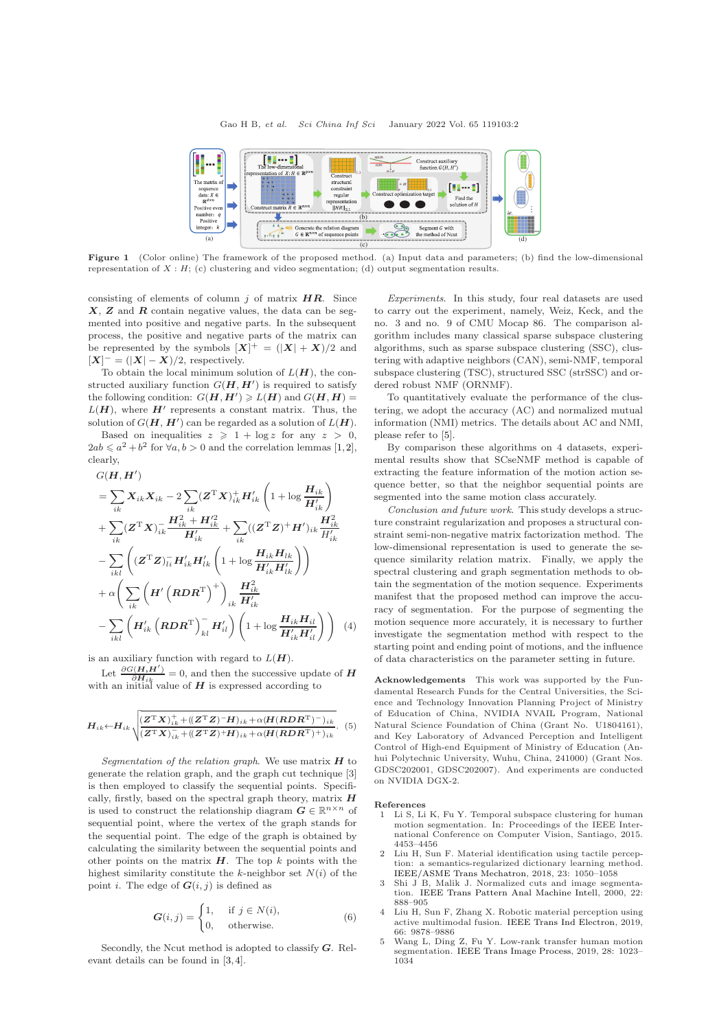The matrix of sequence data: $X \in \mathbb{R}^{d \times n}$
Positive even number: $q$
Positive integer: $k$
(a)

The low-dimensional representation of $X$: $H \in \mathbb{R}^{n \times n}$
Construct matrix $R \in \mathbb{R}^{n \times n}$
Construct structural constraint regular representation $\|HR\|_{2,1}$
Construct auxiliary function $G(H, H')$
Construct optimization target
Find the solution of $H$
(b)

Generate the relation diagram $G \in \mathbb{R}^{n \times n}$ of sequence points
Segment $G$ with the method of Ncut
(c)

(d)

**Figure 1** (Color online) The framework of the proposed method. (a) Input data and parameters; (b) find the low-dimensional representation of $X$ : $H$; (c) clustering and video segmentation; (d) output segmentation results.

consisting of elements of column $j$ of matrix $\boldsymbol{HR}$. Since $\boldsymbol{X}$, $\boldsymbol{Z}$ and $\boldsymbol{R}$ contain negative values, the data can be segmented into positive and negative parts. In the subsequent process, the positive and negative parts of the matrix can be represented by the symbols $[\boldsymbol{X}]^+ = (|\boldsymbol{X}| + \boldsymbol{X})/2$ and $[\boldsymbol{X}]^- = (|\boldsymbol{X}| - \boldsymbol{X})/2$, respectively.

To obtain the local minimum solution of $L(\boldsymbol{H})$, the constructed auxiliary function $G(\boldsymbol{H}, \boldsymbol{H}')$ is required to satisfy the following condition: $G(\boldsymbol{H}, \boldsymbol{H}') \geqslant L(\boldsymbol{H})$ and $G(\boldsymbol{H}, \boldsymbol{H}) = L(\boldsymbol{H})$, where $\boldsymbol{H}'$ represents a constant matrix. Thus, the solution of $G(\boldsymbol{H}, \boldsymbol{H}')$ can be regarded as a solution of $L(\boldsymbol{H})$.

Based on inequalities $z \geqslant 1 + \log z$ for any $z > 0$, $2ab \leqslant a^2 + b^2$ for $\forall a, b > 0$ and the correlation lemmas [1,2], clearly,

$$
\begin{aligned}
&G(\boldsymbol{H}, \boldsymbol{H}') \\
&= \sum_{ik} \boldsymbol{X}_{ik}\boldsymbol{X}_{ik} - 2\sum_{ik} (\boldsymbol{Z}^{\mathrm{T}}\boldsymbol{X})^+_{ik} \boldsymbol{H}'_{ik}\left(1 + \log \frac{\boldsymbol{H}_{ik}}{\boldsymbol{H}'_{ik}}\right) \\
&+ \sum_{ik} (\boldsymbol{Z}^{\mathrm{T}}\boldsymbol{X})^-_{ik} \frac{\boldsymbol{H}^2_{ik} + \boldsymbol{H}'^2_{ik}}{\boldsymbol{H}'_{ik}} + \sum_{ik} ((\boldsymbol{Z}^{\mathrm{T}}\boldsymbol{Z})^+\boldsymbol{H}')_{ik} \frac{\boldsymbol{H}^2_{ik}}{\boldsymbol{H}'_{ik}} \\
&- \sum_{ikl} \left( (\boldsymbol{Z}^{\mathrm{T}}\boldsymbol{Z})^-_{li} \boldsymbol{H}'_{ik}\boldsymbol{H}'_{lk} \left(1 + \log \frac{\boldsymbol{H}_{ik}\boldsymbol{H}_{lk}}{\boldsymbol{H}'_{ik}\boldsymbol{H}'_{lk}}\right)\right) \\
&+ \alpha \left( \sum_{ik} \left( \boldsymbol{H}' \left(\boldsymbol{RDR}^{\mathrm{T}}\right)^+ \right)_{ik} \frac{\boldsymbol{H}^2_{ik}}{\boldsymbol{H}'_{ik}} \right. \\
&\left. - \sum_{ikl} \left( \boldsymbol{H}'_{ik} \left(\boldsymbol{RDR}^{\mathrm{T}}\right)^-_{kl} \boldsymbol{H}'_{il} \right) \left(1 + \log \frac{\boldsymbol{H}_{ik}\boldsymbol{H}_{il}}{\boldsymbol{H}'_{ik}\boldsymbol{H}'_{il}}\right) \right) \qquad (4)
\end{aligned}
$$

is an auxiliary function with regard to $L(\boldsymbol{H})$.

Let $\frac{\partial G(\boldsymbol{H}, \boldsymbol{H}')}{\partial \boldsymbol{H}_{ik}} = 0$, and then the successive update of $\boldsymbol{H}$ with an initial value of $\boldsymbol{H}$ is expressed according to

$$
\boldsymbol{H}_{ik} \leftarrow \boldsymbol{H}_{ik} \sqrt{\frac{(\boldsymbol{Z}^{\mathrm{T}}\boldsymbol{X})^+_{ik} + ((\boldsymbol{Z}^{\mathrm{T}}\boldsymbol{Z})^-\boldsymbol{H})_{ik} + \alpha(\boldsymbol{H}(\boldsymbol{RDR}^{\mathrm{T}})^-)_{ik}}{(\boldsymbol{Z}^{\mathrm{T}}\boldsymbol{X})^-_{ik} + ((\boldsymbol{Z}^{\mathrm{T}}\boldsymbol{Z})^+\boldsymbol{H})_{ik} + \alpha(\boldsymbol{H}(\boldsymbol{RDR}^{\mathrm{T}})^+)_{ik}}}. \quad (5)
$$

*Segmentation of the relation graph.* We use matrix $\boldsymbol{H}$ to generate the relation graph, and the graph cut technique [3] is then employed to classify the sequential points. Specifically, firstly, based on the spectral graph theory, matrix $\boldsymbol{H}$ is used to construct the relationship diagram $\boldsymbol{G} \in \mathbb{R}^{n \times n}$ of sequential point, where the vertex of the graph stands for the sequential point. The edge of the graph is obtained by calculating the similarity between the sequential points and other points on the matrix $\boldsymbol{H}$. The top $k$ points with the highest similarity constitute the $k$-neighbor set $N(i)$ of the point $i$. The edge of $\boldsymbol{G}(i, j)$ is defined as

$$
\boldsymbol{G}(i, j) = \begin{cases} 1, & \text{if } j \in N(i), \\ 0, & \text{otherwise.} \end{cases} \qquad (6)
$$

Secondly, the Ncut method is adopted to classify $\boldsymbol{G}$. Relevant details can be found in [3,4].

*Experiments.* In this study, four real datasets are used to carry out the experiment, namely, Weiz, Keck, and the no. 3 and no. 9 of CMU Mocap 86. The comparison algorithm includes many classical sparse subspace clustering algorithms, such as sparse subspace clustering (SSC), clustering with adaptive neighbors (CAN), semi-NMF, temporal subspace clustering (TSC), structured SSC (strSSC) and ordered robust NMF (ORNMF).

To quantitatively evaluate the performance of the clustering, we adopt the accuracy (AC) and normalized mutual information (NMI) metrics. The details about AC and NMI, please refer to [5].

By comparison these algorithms on 4 datasets, experimental results show that SCseNMF method is capable of extracting the feature information of the motion action sequence better, so that the neighbor sequential points are segmented into the same motion class accurately.

*Conclusion and future work.* This study develops a structure constraint regularization and proposes a structural constraint semi-non-negative matrix factorization method. The low-dimensional representation is used to generate the sequence similarity relation matrix. Finally, we apply the spectral clustering and graph segmentation methods to obtain the segmentation of the motion sequence. Experiments manifest that the proposed method can improve the accuracy of segmentation. For the purpose of segmenting the motion sequence more accurately, it is necessary to further investigate the segmentation method with respect to the starting point and ending point of motions, and the influence of data characteristics on the parameter setting in future.

**Acknowledgements** This work was supported by the Fundamental Research Funds for the Central Universities, the Science and Technology Innovation Planning Project of Ministry of Education of China, NVIDIA NVAIL Program, National Natural Science Foundation of China (Grant No. U1804161), and Key Laboratory of Advanced Perception and Intelligent Control of High-end Equipment of Ministry of Education (Anhui Polytechnic University, Wuhu, China, 241000) (Grant Nos. GDSC202001, GDSC202007). And experiments are conducted on NVIDIA DGX-2.

## References

1. Li S, Li K, Fu Y. Temporal subspace clustering for human motion segmentation. In: Proceedings of the IEEE International Conference on Computer Vision, Santiago, 2015. 4453–4456
2. Liu H, Sun F. Material identification using tactile perception: a semantics-regularized dictionary learning method. IEEE/ASME Trans Mechatron, 2018, 23: 1050–1058
3. Shi J B, Malik J. Normalized cuts and image segmentation. IEEE Trans Pattern Anal Machine Intell, 2000, 22: 888–905
4. Liu H, Sun F, Zhang X. Robotic material perception using active multimodal fusion. IEEE Trans Ind Electron, 2019, 66: 9878–9886
5. Wang L, Ding Z, Fu Y. Low-rank transfer human motion segmentation. IEEE Trans Image Process, 2019, 28: 1023–1034